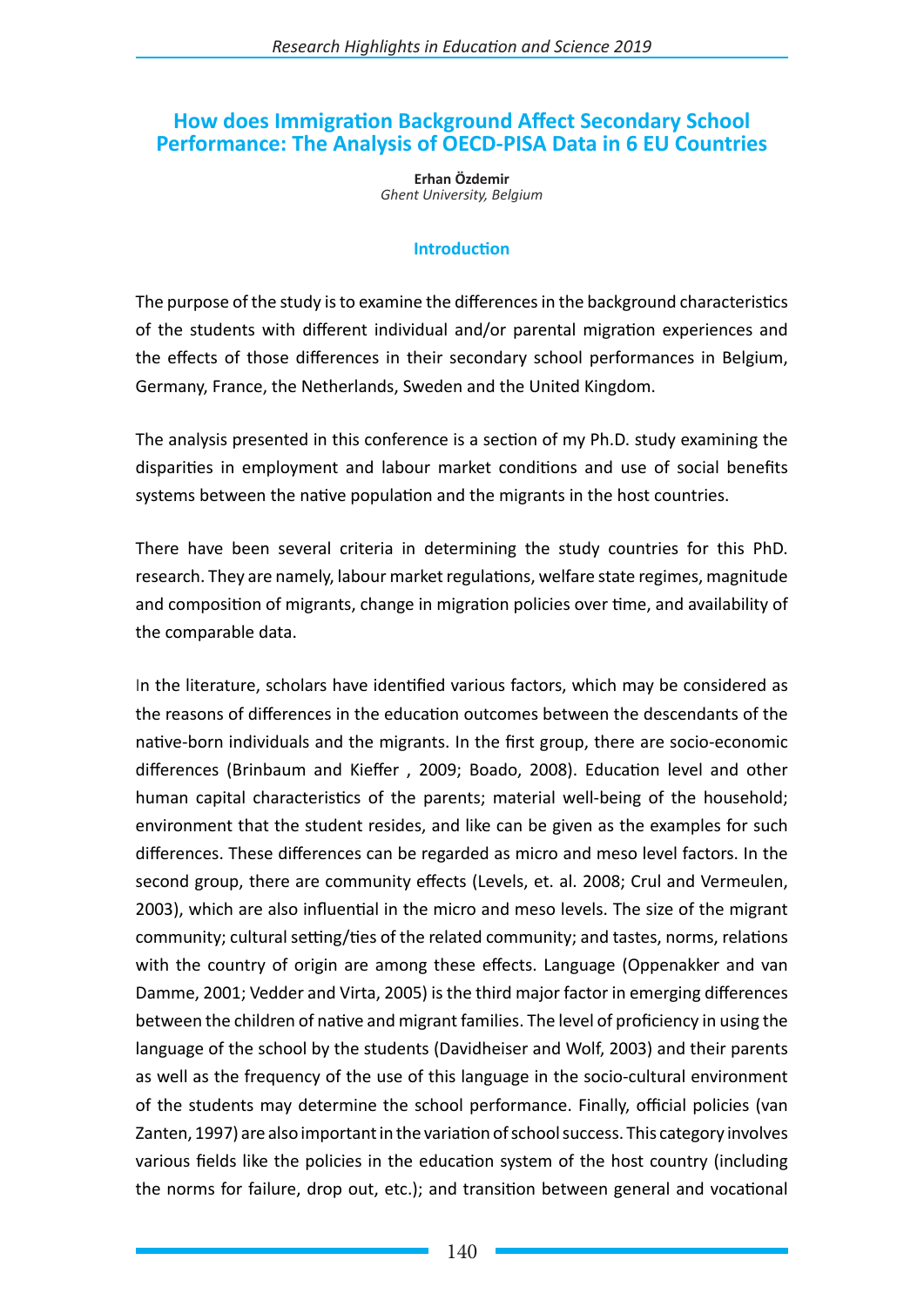# How does Immigration Background Affect Secondary School Performance: The Analysis of OECD-PISA Data in 6 EU Countries

**Erhan Özdemir**
*Ghent University, Belgium*

## Introduction

The purpose of the study is to examine the differences in the background characteristics of the students with different individual and/or parental migration experiences and the effects of those differences in their secondary school performances in Belgium, Germany, France, the Netherlands, Sweden and the United Kingdom.

The analysis presented in this conference is a section of my Ph.D. study examining the disparities in employment and labour market conditions and use of social benefits systems between the native population and the migrants in the host countries.

There have been several criteria in determining the study countries for this PhD. research. They are namely, labour market regulations, welfare state regimes, magnitude and composition of migrants, change in migration policies over time, and availability of the comparable data.

In the literature, scholars have identified various factors, which may be considered as the reasons of differences in the education outcomes between the descendants of the native-born individuals and the migrants. In the first group, there are socio-economic differences (Brinbaum and Kieffer , 2009; Boado, 2008). Education level and other human capital characteristics of the parents; material well-being of the household; environment that the student resides, and like can be given as the examples for such differences. These differences can be regarded as micro and meso level factors. In the second group, there are community effects (Levels, et. al. 2008; Crul and Vermeulen, 2003), which are also influential in the micro and meso levels. The size of the migrant community; cultural setting/ties of the related community; and tastes, norms, relations with the country of origin are among these effects. Language (Oppenakker and van Damme, 2001; Vedder and Virta, 2005) is the third major factor in emerging differences between the children of native and migrant families. The level of proficiency in using the language of the school by the students (Davidheiser and Wolf, 2003) and their parents as well as the frequency of the use of this language in the socio-cultural environment of the students may determine the school performance. Finally, official policies (van Zanten, 1997) are also important in the variation of school success. This category involves various fields like the policies in the education system of the host country (including the norms for failure, drop out, etc.); and transition between general and vocational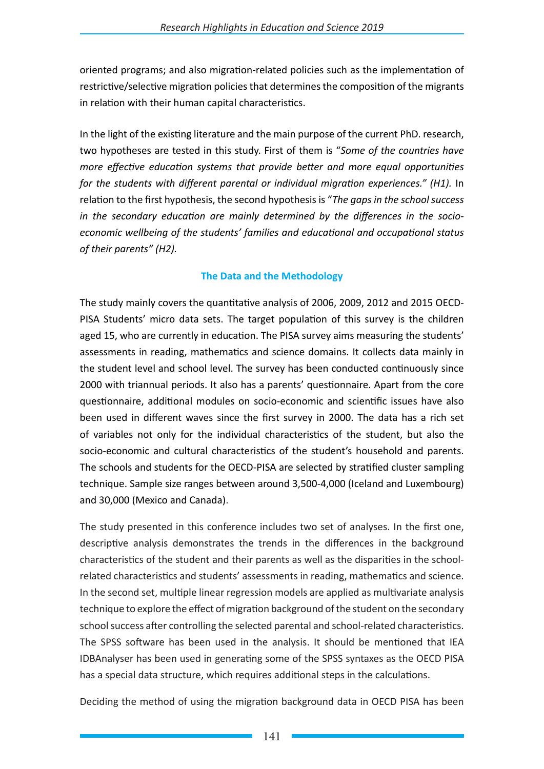oriented programs; and also migration-related policies such as the implementation of restrictive/selective migration policies that determines the composition of the migrants in relation with their human capital characteristics.

In the light of the existing literature and the main purpose of the current PhD. research, two hypotheses are tested in this study. First of them is "*Some of the countries have more effective education systems that provide better and more equal opportunities for the students with different parental or individual migration experiences." (H1).* In relation to the first hypothesis, the second hypothesis is "*The gaps in the school success in the secondary education are mainly determined by the differences in the socio-economic wellbeing of the students' families and educational and occupational status of their parents" (H2).*

## The Data and the Methodology

The study mainly covers the quantitative analysis of 2006, 2009, 2012 and 2015 OECD-PISA Students' micro data sets. The target population of this survey is the children aged 15, who are currently in education. The PISA survey aims measuring the students' assessments in reading, mathematics and science domains. It collects data mainly in the student level and school level. The survey has been conducted continuously since 2000 with triannual periods. It also has a parents' questionnaire. Apart from the core questionnaire, additional modules on socio-economic and scientific issues have also been used in different waves since the first survey in 2000. The data has a rich set of variables not only for the individual characteristics of the student, but also the socio-economic and cultural characteristics of the student's household and parents. The schools and students for the OECD-PISA are selected by stratified cluster sampling technique. Sample size ranges between around 3,500-4,000 (Iceland and Luxembourg) and 30,000 (Mexico and Canada).

The study presented in this conference includes two set of analyses. In the first one, descriptive analysis demonstrates the trends in the differences in the background characteristics of the student and their parents as well as the disparities in the school-related characteristics and students' assessments in reading, mathematics and science. In the second set, multiple linear regression models are applied as multivariate analysis technique to explore the effect of migration background of the student on the secondary school success after controlling the selected parental and school-related characteristics. The SPSS software has been used in the analysis. It should be mentioned that IEA IDBAnalyser has been used in generating some of the SPSS syntaxes as the OECD PISA has a special data structure, which requires additional steps in the calculations.

Deciding the method of using the migration background data in OECD PISA has been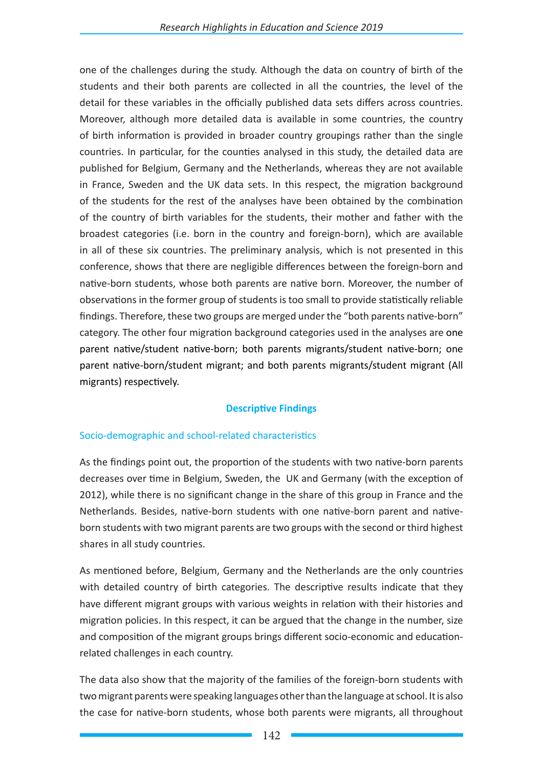one of the challenges during the study. Although the data on country of birth of the students and their both parents are collected in all the countries, the level of the detail for these variables in the officially published data sets differs across countries. Moreover, although more detailed data is available in some countries, the country of birth information is provided in broader country groupings rather than the single countries. In particular, for the counties analysed in this study, the detailed data are published for Belgium, Germany and the Netherlands, whereas they are not available in France, Sweden and the UK data sets. In this respect, the migration background of the students for the rest of the analyses have been obtained by the combination of the country of birth variables for the students, their mother and father with the broadest categories (i.e. born in the country and foreign-born), which are available in all of these six countries. The preliminary analysis, which is not presented in this conference, shows that there are negligible differences between the foreign-born and native-born students, whose both parents are native born. Moreover, the number of observations in the former group of students is too small to provide statistically reliable findings. Therefore, these two groups are merged under the "both parents native-born" category. The other four migration background categories used in the analyses are one parent native/student native-born; both parents migrants/student native-born; one parent native-born/student migrant; and both parents migrants/student migrant (All migrants) respectively.

## Descriptive Findings

### Socio-demographic and school-related characteristics

As the findings point out, the proportion of the students with two native-born parents decreases over time in Belgium, Sweden, the UK and Germany (with the exception of 2012), while there is no significant change in the share of this group in France and the Netherlands. Besides, native-born students with one native-born parent and native-born students with two migrant parents are two groups with the second or third highest shares in all study countries.

As mentioned before, Belgium, Germany and the Netherlands are the only countries with detailed country of birth categories. The descriptive results indicate that they have different migrant groups with various weights in relation with their histories and migration policies. In this respect, it can be argued that the change in the number, size and composition of the migrant groups brings different socio-economic and education-related challenges in each country.

The data also show that the majority of the families of the foreign-born students with two migrant parents were speaking languages other than the language at school. It is also the case for native-born students, whose both parents were migrants, all throughout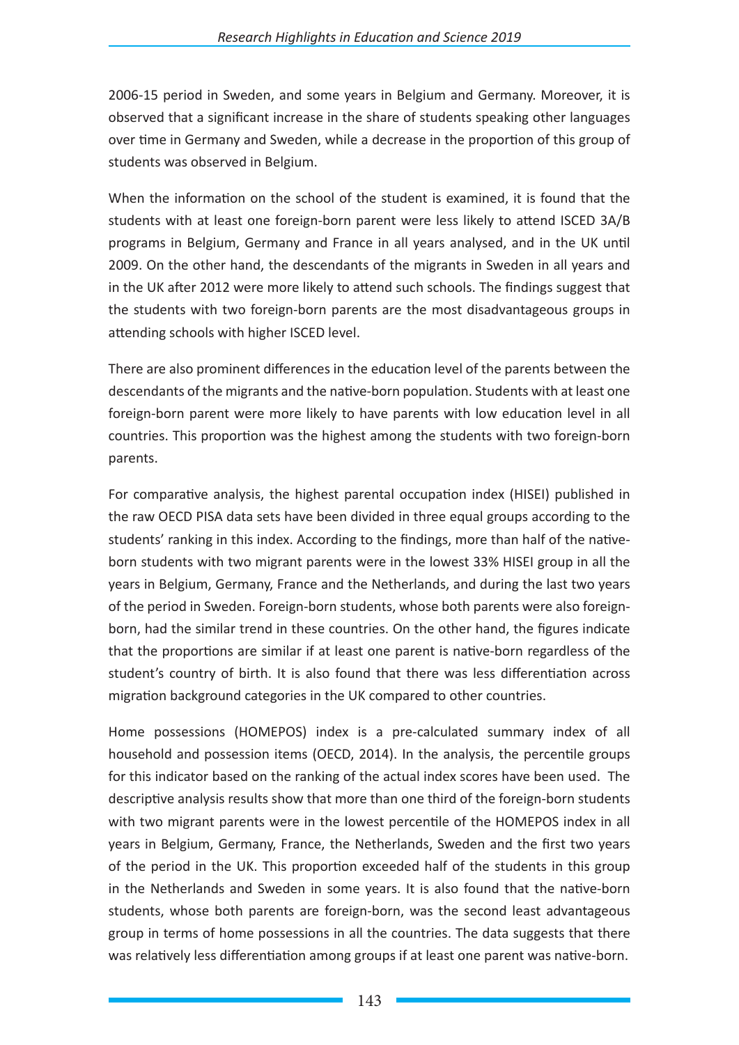2006-15 period in Sweden, and some years in Belgium and Germany. Moreover, it is observed that a significant increase in the share of students speaking other languages over time in Germany and Sweden, while a decrease in the proportion of this group of students was observed in Belgium.

When the information on the school of the student is examined, it is found that the students with at least one foreign-born parent were less likely to attend ISCED 3A/B programs in Belgium, Germany and France in all years analysed, and in the UK until 2009. On the other hand, the descendants of the migrants in Sweden in all years and in the UK after 2012 were more likely to attend such schools. The findings suggest that the students with two foreign-born parents are the most disadvantageous groups in attending schools with higher ISCED level.

There are also prominent differences in the education level of the parents between the descendants of the migrants and the native-born population. Students with at least one foreign-born parent were more likely to have parents with low education level in all countries. This proportion was the highest among the students with two foreign-born parents.

For comparative analysis, the highest parental occupation index (HISEI) published in the raw OECD PISA data sets have been divided in three equal groups according to the students' ranking in this index. According to the findings, more than half of the native-born students with two migrant parents were in the lowest 33% HISEI group in all the years in Belgium, Germany, France and the Netherlands, and during the last two years of the period in Sweden. Foreign-born students, whose both parents were also foreign-born, had the similar trend in these countries. On the other hand, the figures indicate that the proportions are similar if at least one parent is native-born regardless of the student's country of birth. It is also found that there was less differentiation across migration background categories in the UK compared to other countries.

Home possessions (HOMEPOS) index is a pre-calculated summary index of all household and possession items (OECD, 2014). In the analysis, the percentile groups for this indicator based on the ranking of the actual index scores have been used. The descriptive analysis results show that more than one third of the foreign-born students with two migrant parents were in the lowest percentile of the HOMEPOS index in all years in Belgium, Germany, France, the Netherlands, Sweden and the first two years of the period in the UK. This proportion exceeded half of the students in this group in the Netherlands and Sweden in some years. It is also found that the native-born students, whose both parents are foreign-born, was the second least advantageous group in terms of home possessions in all the countries. The data suggests that there was relatively less differentiation among groups if at least one parent was native-born.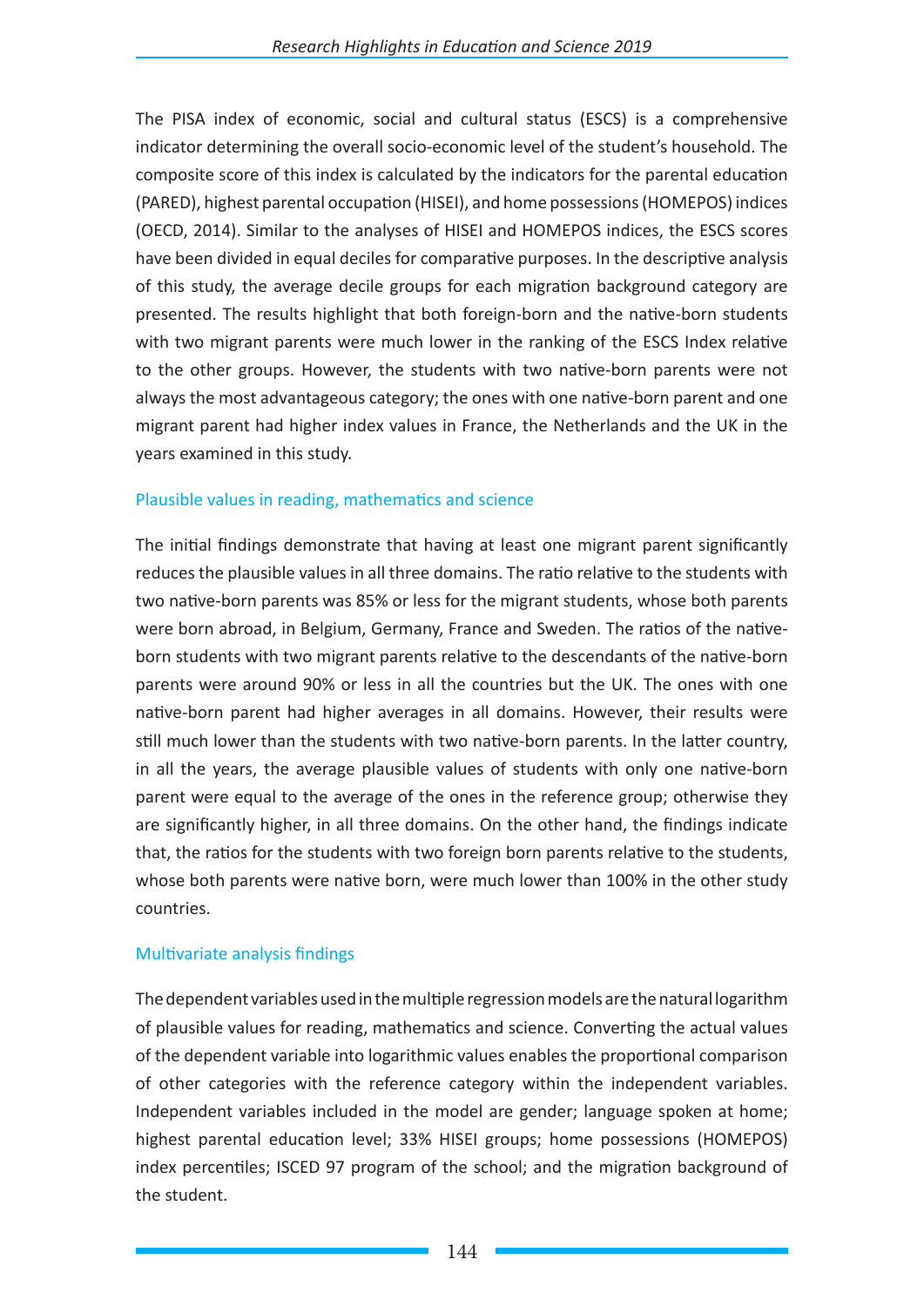The PISA index of economic, social and cultural status (ESCS) is a comprehensive indicator determining the overall socio-economic level of the student's household. The composite score of this index is calculated by the indicators for the parental education (PARED), highest parental occupation (HISEI), and home possessions (HOMEPOS) indices (OECD, 2014). Similar to the analyses of HISEI and HOMEPOS indices, the ESCS scores have been divided in equal deciles for comparative purposes. In the descriptive analysis of this study, the average decile groups for each migration background category are presented. The results highlight that both foreign-born and the native-born students with two migrant parents were much lower in the ranking of the ESCS Index relative to the other groups. However, the students with two native-born parents were not always the most advantageous category; the ones with one native-born parent and one migrant parent had higher index values in France, the Netherlands and the UK in the years examined in this study.

### Plausible values in reading, mathematics and science

The initial findings demonstrate that having at least one migrant parent significantly reduces the plausible values in all three domains. The ratio relative to the students with two native-born parents was 85% or less for the migrant students, whose both parents were born abroad, in Belgium, Germany, France and Sweden. The ratios of the native-born students with two migrant parents relative to the descendants of the native-born parents were around 90% or less in all the countries but the UK. The ones with one native-born parent had higher averages in all domains. However, their results were still much lower than the students with two native-born parents. In the latter country, in all the years, the average plausible values of students with only one native-born parent were equal to the average of the ones in the reference group; otherwise they are significantly higher, in all three domains. On the other hand, the findings indicate that, the ratios for the students with two foreign born parents relative to the students, whose both parents were native born, were much lower than 100% in the other study countries.

### Multivariate analysis findings

The dependent variables used in the multiple regression models are the natural logarithm of plausible values for reading, mathematics and science. Converting the actual values of the dependent variable into logarithmic values enables the proportional comparison of other categories with the reference category within the independent variables. Independent variables included in the model are gender; language spoken at home; highest parental education level; 33% HISEI groups; home possessions (HOMEPOS) index percentiles; ISCED 97 program of the school; and the migration background of the student.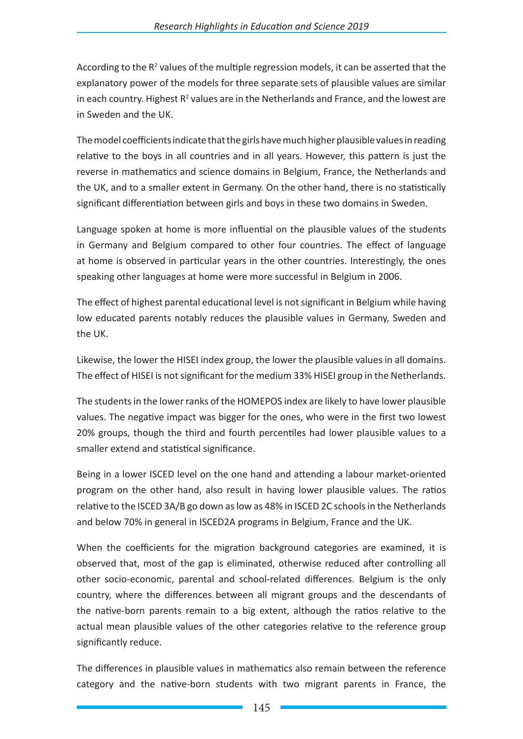According to the $R^2$ values of the multiple regression models, it can be asserted that the explanatory power of the models for three separate sets of plausible values are similar in each country. Highest $R^2$ values are in the Netherlands and France, and the lowest are in Sweden and the UK.

The model coefficients indicate that the girls have much higher plausible values in reading relative to the boys in all countries and in all years. However, this pattern is just the reverse in mathematics and science domains in Belgium, France, the Netherlands and the UK, and to a smaller extent in Germany. On the other hand, there is no statistically significant differentiation between girls and boys in these two domains in Sweden.

Language spoken at home is more influential on the plausible values of the students in Germany and Belgium compared to other four countries. The effect of language at home is observed in particular years in the other countries. Interestingly, the ones speaking other languages at home were more successful in Belgium in 2006.

The effect of highest parental educational level is not significant in Belgium while having low educated parents notably reduces the plausible values in Germany, Sweden and the UK.

Likewise, the lower the HISEI index group, the lower the plausible values in all domains. The effect of HISEI is not significant for the medium 33% HISEI group in the Netherlands.

The students in the lower ranks of the HOMEPOS index are likely to have lower plausible values. The negative impact was bigger for the ones, who were in the first two lowest 20% groups, though the third and fourth percentiles had lower plausible values to a smaller extend and statistical significance.

Being in a lower ISCED level on the one hand and attending a labour market-oriented program on the other hand, also result in having lower plausible values. The ratios relative to the ISCED 3A/B go down as low as 48% in ISCED 2C schools in the Netherlands and below 70% in general in ISCED2A programs in Belgium, France and the UK.

When the coefficients for the migration background categories are examined, it is observed that, most of the gap is eliminated, otherwise reduced after controlling all other socio-economic, parental and school-related differences. Belgium is the only country, where the differences between all migrant groups and the descendants of the native-born parents remain to a big extent, although the ratios relative to the actual mean plausible values of the other categories relative to the reference group significantly reduce.

The differences in plausible values in mathematics also remain between the reference category and the native-born students with two migrant parents in France, the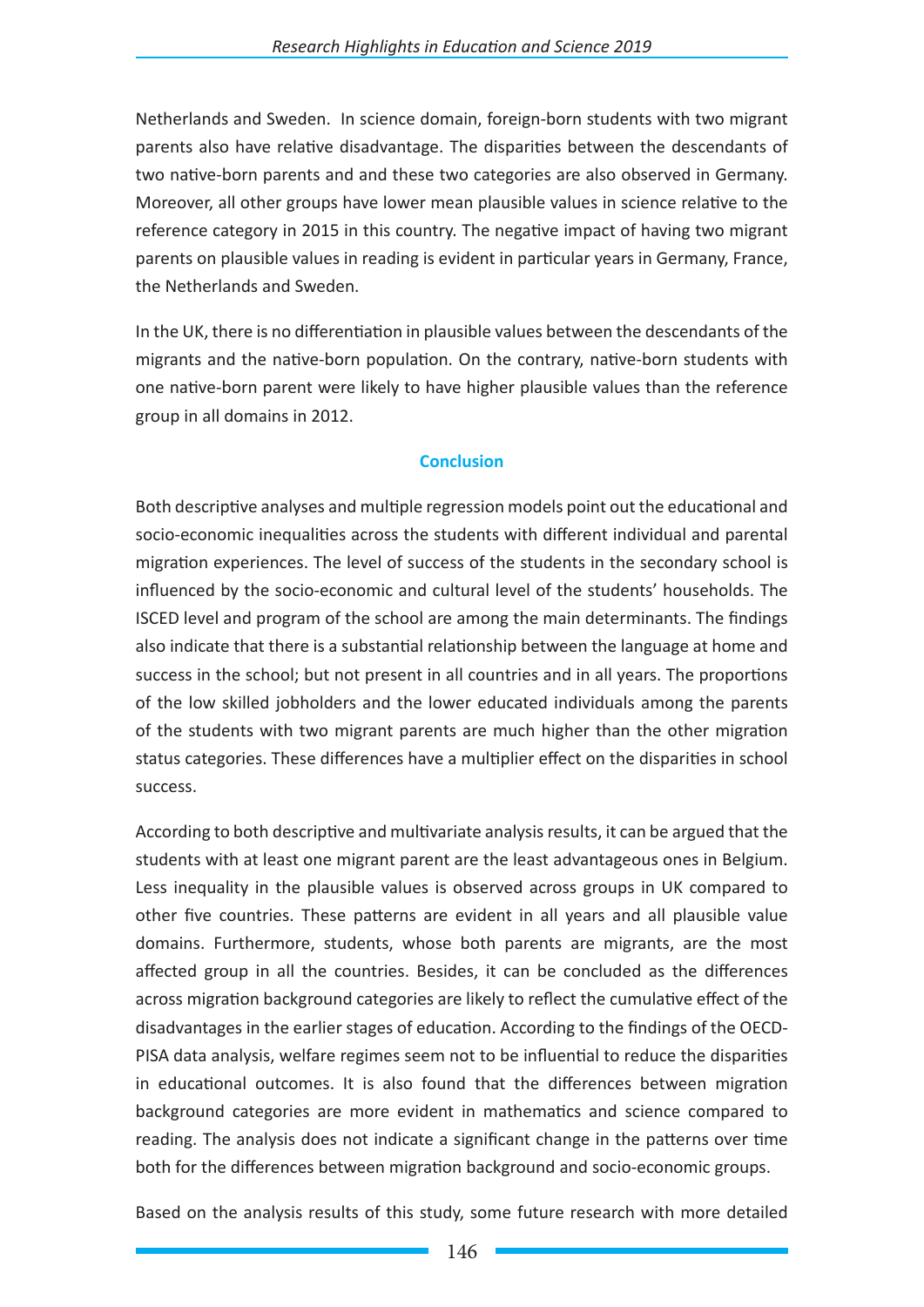Netherlands and Sweden. In science domain, foreign-born students with two migrant parents also have relative disadvantage. The disparities between the descendants of two native-born parents and and these two categories are also observed in Germany. Moreover, all other groups have lower mean plausible values in science relative to the reference category in 2015 in this country. The negative impact of having two migrant parents on plausible values in reading is evident in particular years in Germany, France, the Netherlands and Sweden.

In the UK, there is no differentiation in plausible values between the descendants of the migrants and the native-born population. On the contrary, native-born students with one native-born parent were likely to have higher plausible values than the reference group in all domains in 2012.

## Conclusion

Both descriptive analyses and multiple regression models point out the educational and socio-economic inequalities across the students with different individual and parental migration experiences. The level of success of the students in the secondary school is influenced by the socio-economic and cultural level of the students' households. The ISCED level and program of the school are among the main determinants. The findings also indicate that there is a substantial relationship between the language at home and success in the school; but not present in all countries and in all years. The proportions of the low skilled jobholders and the lower educated individuals among the parents of the students with two migrant parents are much higher than the other migration status categories. These differences have a multiplier effect on the disparities in school success.

According to both descriptive and multivariate analysis results, it can be argued that the students with at least one migrant parent are the least advantageous ones in Belgium. Less inequality in the plausible values is observed across groups in UK compared to other five countries. These patterns are evident in all years and all plausible value domains. Furthermore, students, whose both parents are migrants, are the most affected group in all the countries. Besides, it can be concluded as the differences across migration background categories are likely to reflect the cumulative effect of the disadvantages in the earlier stages of education. According to the findings of the OECD-PISA data analysis, welfare regimes seem not to be influential to reduce the disparities in educational outcomes. It is also found that the differences between migration background categories are more evident in mathematics and science compared to reading. The analysis does not indicate a significant change in the patterns over time both for the differences between migration background and socio-economic groups.

Based on the analysis results of this study, some future research with more detailed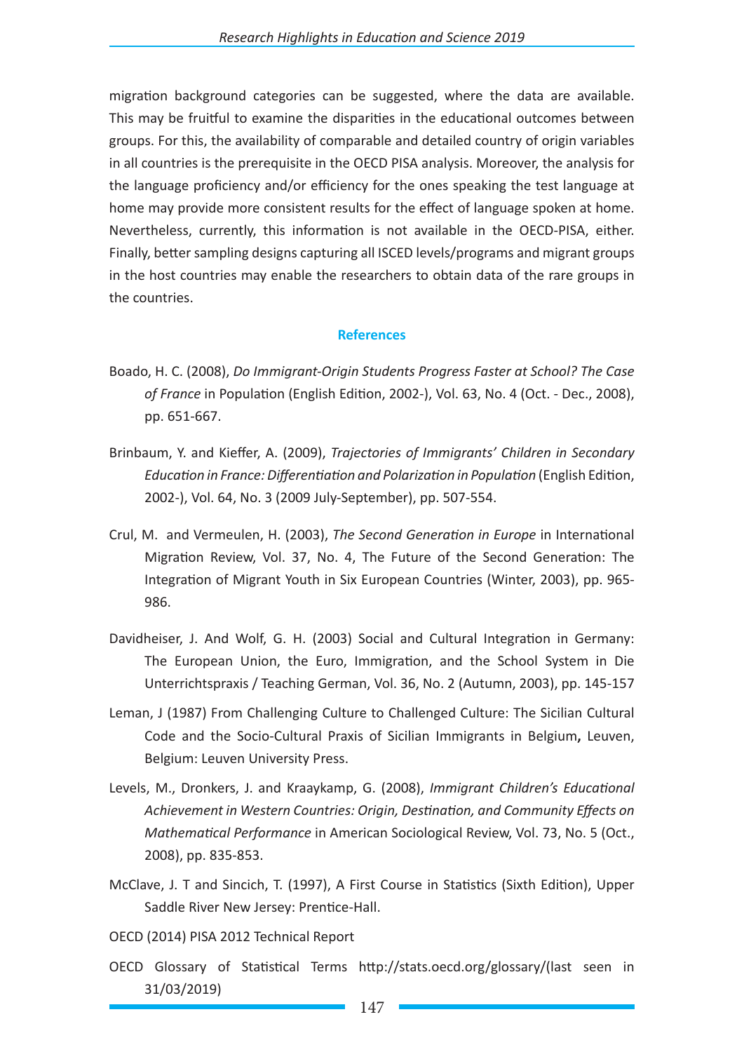migration background categories can be suggested, where the data are available. This may be fruitful to examine the disparities in the educational outcomes between groups. For this, the availability of comparable and detailed country of origin variables in all countries is the prerequisite in the OECD PISA analysis. Moreover, the analysis for the language proficiency and/or efficiency for the ones speaking the test language at home may provide more consistent results for the effect of language spoken at home. Nevertheless, currently, this information is not available in the OECD-PISA, either. Finally, better sampling designs capturing all ISCED levels/programs and migrant groups in the host countries may enable the researchers to obtain data of the rare groups in the countries.

## References

Boado, H. C. (2008), *Do Immigrant-Origin Students Progress Faster at School? The Case of France* in Population (English Edition, 2002-), Vol. 63, No. 4 (Oct. - Dec., 2008), pp. 651-667.

Brinbaum, Y. and Kieffer, A. (2009), *Trajectories of Immigrants' Children in Secondary Education in France: Differentiation and Polarization in Population* (English Edition, 2002-), Vol. 64, No. 3 (2009 July-September), pp. 507-554.

Crul, M. and Vermeulen, H. (2003), *The Second Generation in Europe* in International Migration Review, Vol. 37, No. 4, The Future of the Second Generation: The Integration of Migrant Youth in Six European Countries (Winter, 2003), pp. 965-986.

Davidheiser, J. And Wolf, G. H. (2003) Social and Cultural Integration in Germany: The European Union, the Euro, Immigration, and the School System in Die Unterrichtspraxis / Teaching German, Vol. 36, No. 2 (Autumn, 2003), pp. 145-157

Leman, J (1987) From Challenging Culture to Challenged Culture: The Sicilian Cultural Code and the Socio-Cultural Praxis of Sicilian Immigrants in Belgium**,** Leuven, Belgium: Leuven University Press.

Levels, M., Dronkers, J. and Kraaykamp, G. (2008), *Immigrant Children's Educational Achievement in Western Countries: Origin, Destination, and Community Effects on Mathematical Performance* in American Sociological Review, Vol. 73, No. 5 (Oct., 2008), pp. 835-853.

McClave, J. T and Sincich, T. (1997), A First Course in Statistics (Sixth Edition), Upper Saddle River New Jersey: Prentice-Hall.

OECD (2014) PISA 2012 Technical Report

OECD Glossary of Statistical Terms http://stats.oecd.org/glossary/(last seen in 31/03/2019)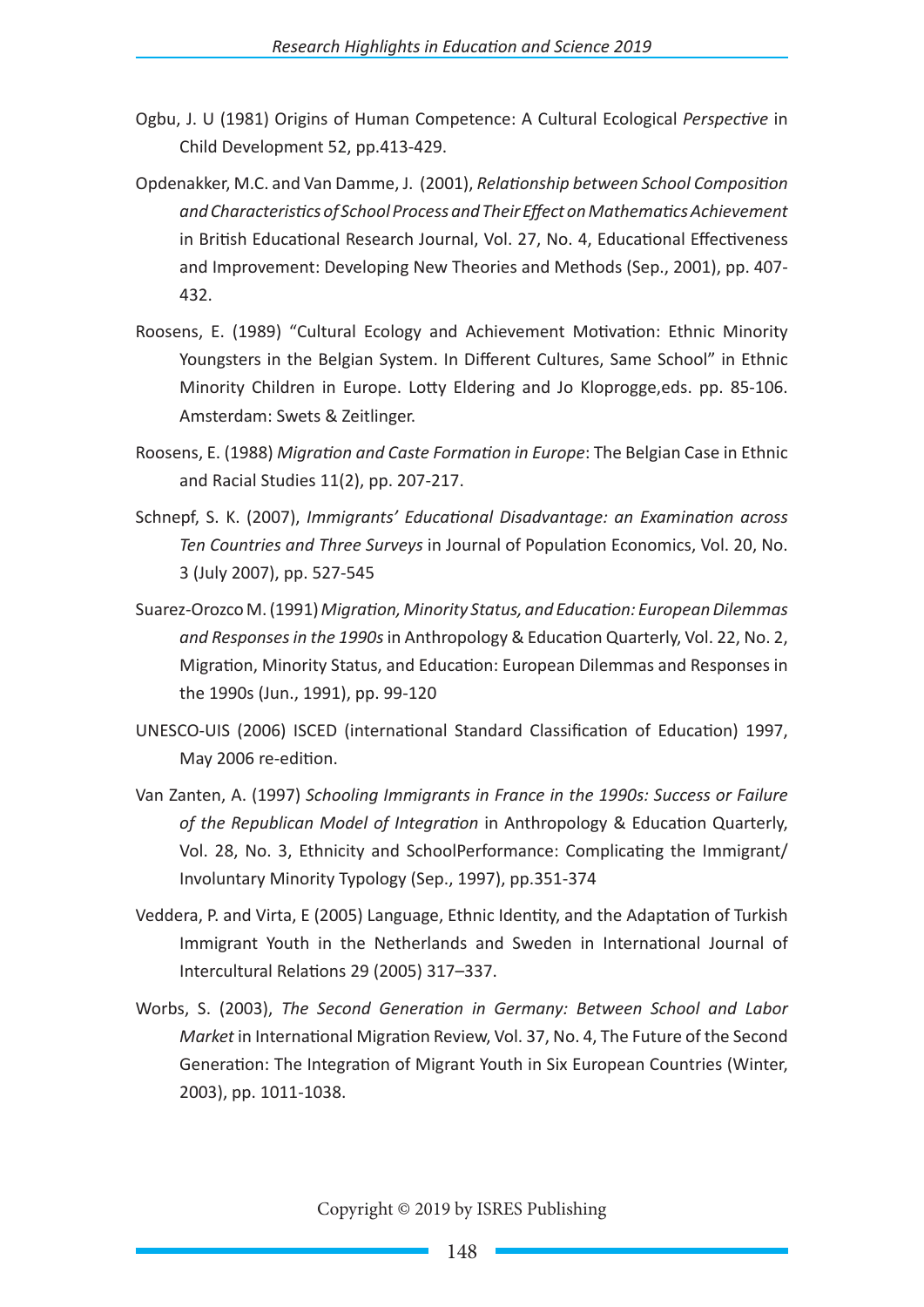Ogbu, J. U (1981) Origins of Human Competence: A Cultural Ecological *Perspective* in Child Development 52, pp.413-429.

Opdenakker, M.C. and Van Damme, J. (2001), *Relationship between School Composition and Characteristics of School Process and Their Effect on Mathematics Achievement* in British Educational Research Journal, Vol. 27, No. 4, Educational Effectiveness and Improvement: Developing New Theories and Methods (Sep., 2001), pp. 407-432.

Roosens, E. (1989) "Cultural Ecology and Achievement Motivation: Ethnic Minority Youngsters in the Belgian System. In Different Cultures, Same School" in Ethnic Minority Children in Europe. Lotty Eldering and Jo Kloprogge,eds. pp. 85-106. Amsterdam: Swets & Zeitlinger.

Roosens, E. (1988) *Migration and Caste Formation in Europe*: The Belgian Case in Ethnic and Racial Studies 11(2), pp. 207-217.

Schnepf, S. K. (2007), *Immigrants' Educational Disadvantage: an Examination across Ten Countries and Three Surveys* in Journal of Population Economics, Vol. 20, No. 3 (July 2007), pp. 527-545

Suarez-Orozco M. (1991) *Migration, Minority Status, and Education: European Dilemmas and Responses in the 1990s* in Anthropology & Education Quarterly, Vol. 22, No. 2, Migration, Minority Status, and Education: European Dilemmas and Responses in the 1990s (Jun., 1991), pp. 99-120

UNESCO-UIS (2006) ISCED (international Standard Classification of Education) 1997, May 2006 re-edition.

Van Zanten, A. (1997) *Schooling Immigrants in France in the 1990s: Success or Failure of the Republican Model of Integration* in Anthropology & Education Quarterly, Vol. 28, No. 3, Ethnicity and SchoolPerformance: Complicating the Immigrant/Involuntary Minority Typology (Sep., 1997), pp.351-374

Veddera, P. and Virta, E (2005) Language, Ethnic Identity, and the Adaptation of Turkish Immigrant Youth in the Netherlands and Sweden in International Journal of Intercultural Relations 29 (2005) 317–337.

Worbs, S. (2003), *The Second Generation in Germany: Between School and Labor Market* in International Migration Review, Vol. 37, No. 4, The Future of the Second Generation: The Integration of Migrant Youth in Six European Countries (Winter, 2003), pp. 1011-1038.